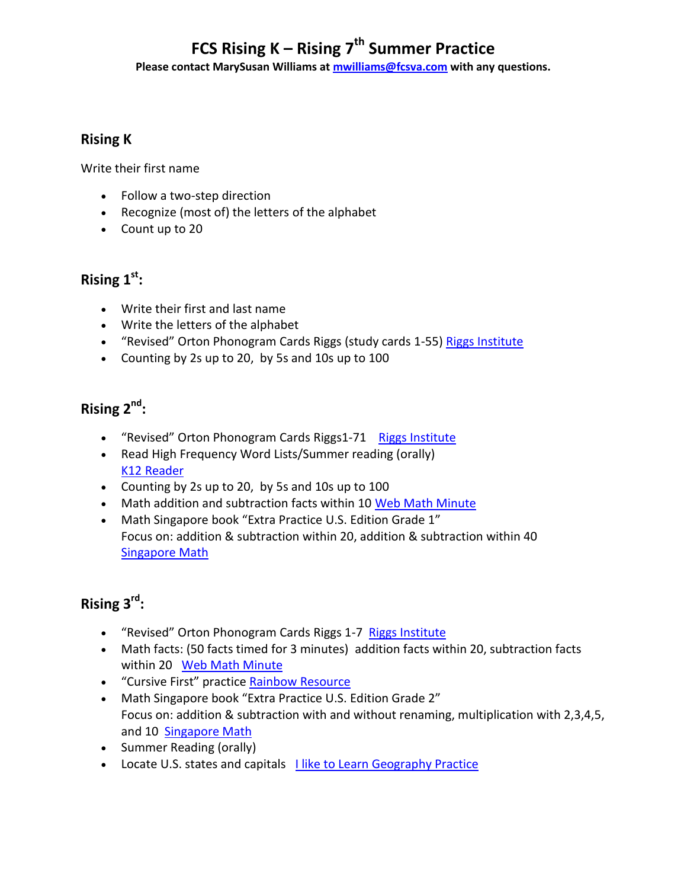# FCS Rising K – Rising 7th Summer Practice

**Please contact MarySusan Williams at mwilliams@fcsva.com with any questions.**

## Rising K

Write their first name

- Follow a two-step direction
- Recognize (most of) the letters of the alphabet
- Count up to 20

## Rising 1st:

- Write their first and last name
- Write the letters of the alphabet
- "Revised" Orton Phonogram Cards Riggs (study cards 1-55) Riggs Institute
- Counting by 2s up to 20, by 5s and 10s up to 100

## Rising 2nd:

- "Revised" Orton Phonogram Cards Riggs1-71 Riggs Institute
- Read High Frequency Word Lists/Summer reading (orally)
  K12 Reader
- Counting by 2s up to 20, by 5s and 10s up to 100
- Math addition and subtraction facts within 10 Web Math Minute
- Math Singapore book "Extra Practice U.S. Edition Grade 1"
  Focus on: addition & subtraction within 20, addition & subtraction within 40
  Singapore Math

## Rising 3rd:

- "Revised" Orton Phonogram Cards Riggs 1-7 Riggs Institute
- Math facts: (50 facts timed for 3 minutes) addition facts within 20, subtraction facts within 20 Web Math Minute
- "Cursive First" practice Rainbow Resource
- Math Singapore book "Extra Practice U.S. Edition Grade 2"
  Focus on: addition & subtraction with and without renaming, multiplication with 2,3,4,5, and 10 Singapore Math
- Summer Reading (orally)
- Locate U.S. states and capitals I like to Learn Geography Practice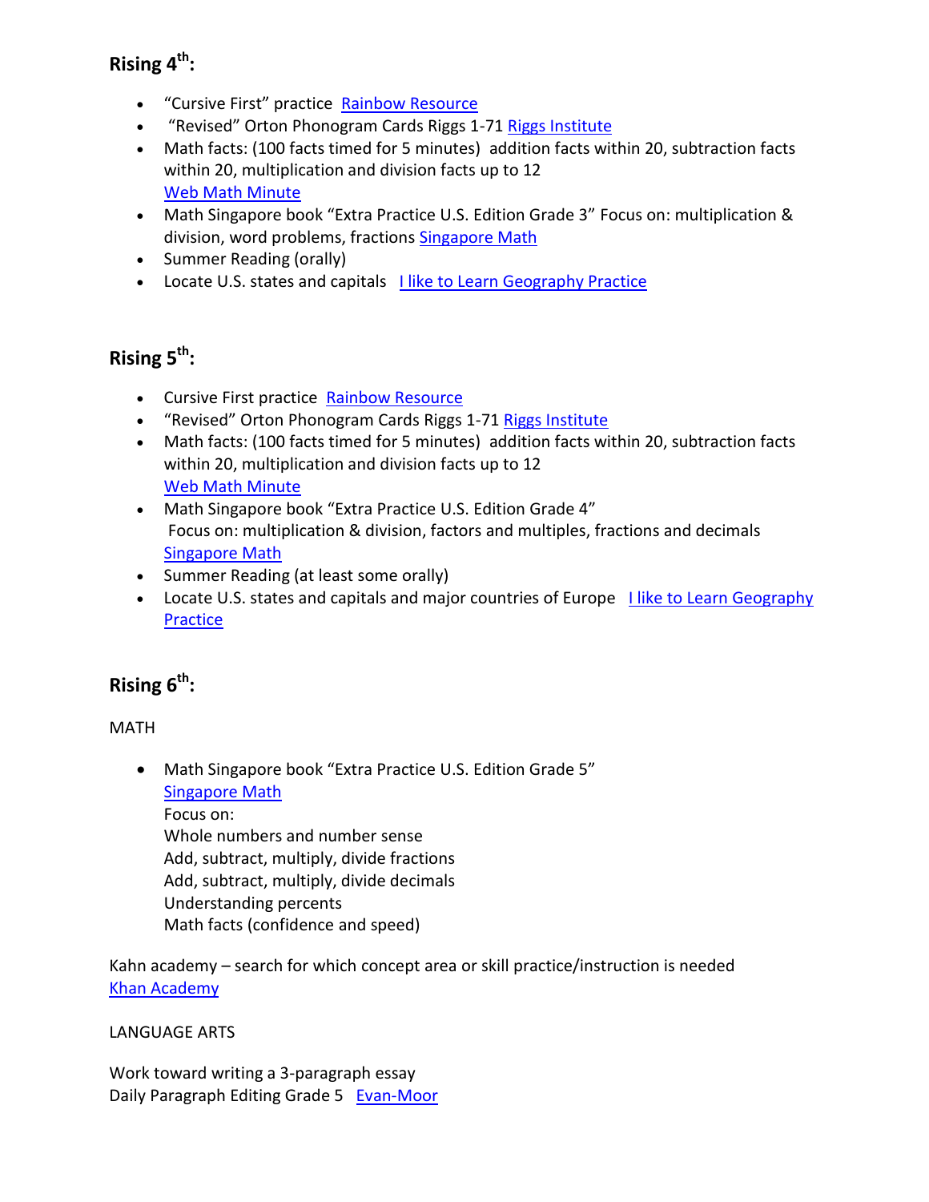## Rising 4th:

- “Cursive First” practice  Rainbow Resource
- “Revised” Orton Phonogram Cards Riggs 1-71 Riggs Institute
- Math facts: (100 facts timed for 5 minutes)  addition facts within 20, subtraction facts within 20, multiplication and division facts up to 12
  Web Math Minute
- Math Singapore book “Extra Practice U.S. Edition Grade 3” Focus on: multiplication & division, word problems, fractions Singapore Math
- Summer Reading (orally)
- Locate U.S. states and capitals   I like to Learn Geography Practice

## Rising 5th:

- Cursive First practice  Rainbow Resource
- “Revised” Orton Phonogram Cards Riggs 1-71 Riggs Institute
- Math facts: (100 facts timed for 5 minutes)  addition facts within 20, subtraction facts within 20, multiplication and division facts up to 12
  Web Math Minute
- Math Singapore book “Extra Practice U.S. Edition Grade 4”
  Focus on: multiplication & division, factors and multiples, fractions and decimals
  Singapore Math
- Summer Reading (at least some orally)
- Locate U.S. states and capitals and major countries of Europe   I like to Learn Geography Practice

## Rising 6th:

MATH

- Math Singapore book “Extra Practice U.S. Edition Grade 5”
  Singapore Math
  Focus on:
  Whole numbers and number sense
  Add, subtract, multiply, divide fractions
  Add, subtract, multiply, divide decimals
  Understanding percents
  Math facts (confidence and speed)

Kahn academy – search for which concept area or skill practice/instruction is needed
Khan Academy

LANGUAGE ARTS

Work toward writing a 3-paragraph essay
Daily Paragraph Editing Grade 5   Evan-Moor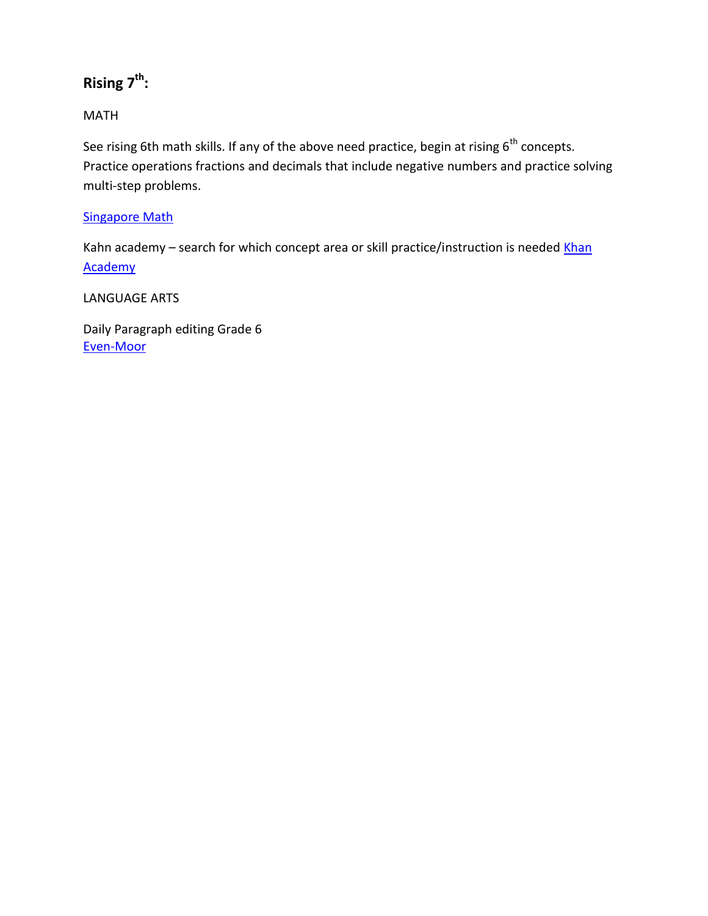## Rising 7$^{th}$:

MATH

See rising 6th math skills. If any of the above need practice, begin at rising 6$^{th}$ concepts. Practice operations fractions and decimals that include negative numbers and practice solving multi-step problems.

Singapore Math

Kahn academy – search for which concept area or skill practice/instruction is needed Khan Academy

LANGUAGE ARTS

Daily Paragraph editing Grade 6
Even-Moor